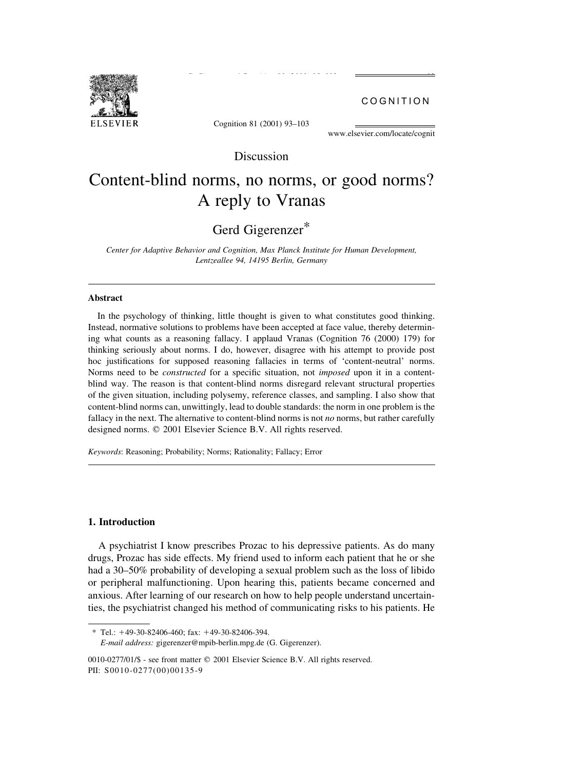Discussion

# Content-blind norms, no norms, or good norms? A reply to Vranas

Gerd Gigerenzer*

*Center for Adaptive Behavior and Cognition, Max Planck Institute for Human Development, Lentzeallee 94, 14195 Berlin, Germany*

### Abstract

In the psychology of thinking, little thought is given to what constitutes good thinking. Instead, normative solutions to problems have been accepted at face value, thereby determining what counts as a reasoning fallacy. I applaud Vranas (Cognition 76 (2000) 179) for thinking seriously about norms. I do, however, disagree with his attempt to provide post hoc justifications for supposed reasoning fallacies in terms of 'content-neutral' norms. Norms need to be *constructed* for a specific situation, not *imposed* upon it in a content-blind way. The reason is that content-blind norms disregard relevant structural properties of the given situation, including polysemy, reference classes, and sampling. I also show that content-blind norms can, unwittingly, lead to double standards: the norm in one problem is the fallacy in the next. The alternative to content-blind norms is not *no* norms, but rather carefully designed norms. © 2001 Elsevier Science B.V. All rights reserved.

*Keywords*: Reasoning; Probability; Norms; Rationality; Fallacy; Error

## 1. Introduction

A psychiatrist I know prescribes Prozac to his depressive patients. As do many drugs, Prozac has side effects. My friend used to inform each patient that he or she had a 30–50% probability of developing a sexual problem such as the loss of libido or peripheral malfunctioning. Upon hearing this, patients became concerned and anxious. After learning of our research on how to help people understand uncertainties, the psychiatrist changed his method of communicating risks to his patients. He

* Tel.: +49-30-82406-460; fax: +49-30-82406-394.
*E-mail address:* gigerenzer@mpib-berlin.mpg.de (G. Gigerenzer).

0010-0277/01/$ - see front matter © 2001 Elsevier Science B.V. All rights reserved.
PII: S0010-0277(00)00135-9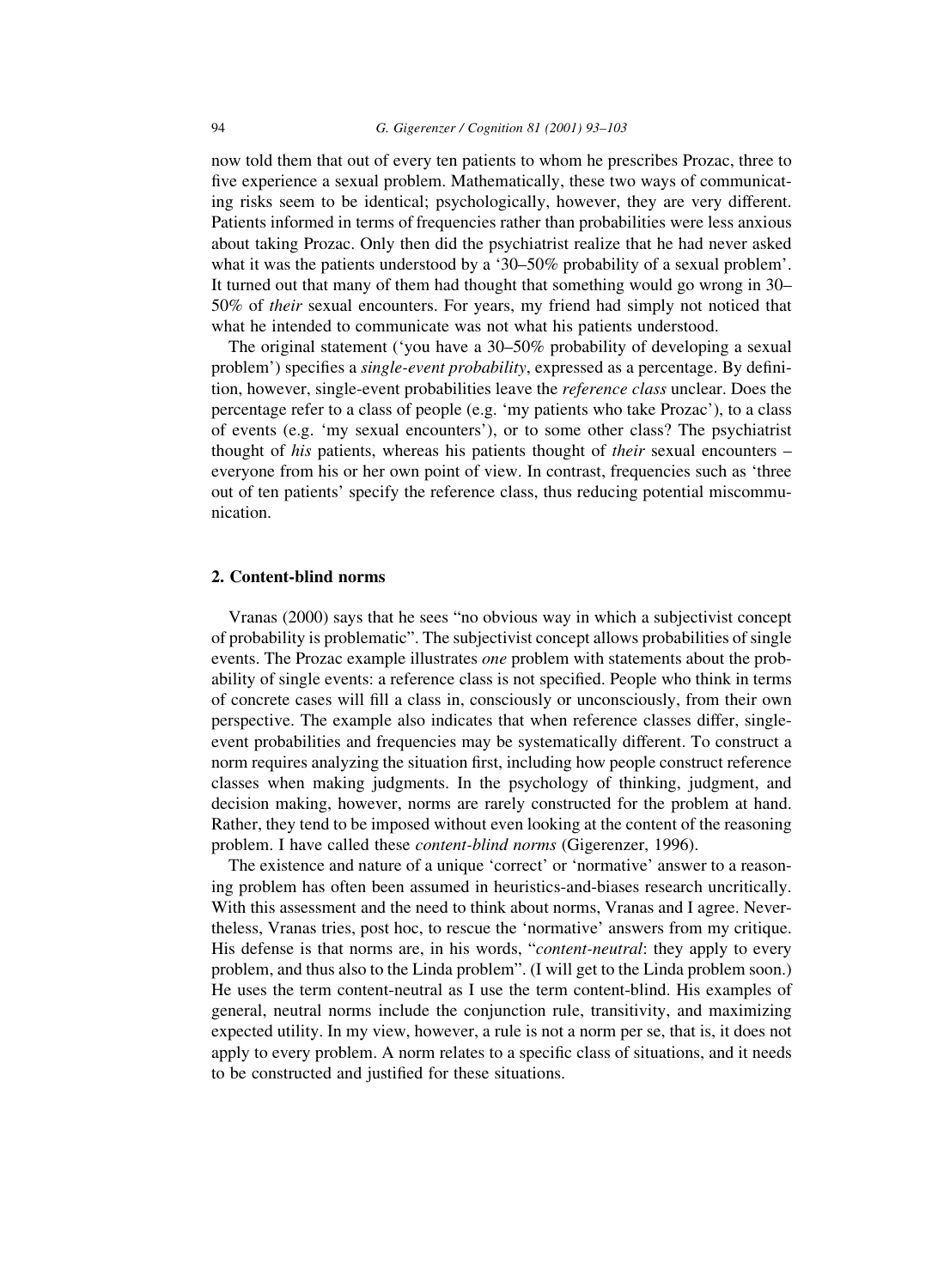now told them that out of every ten patients to whom he prescribes Prozac, three to five experience a sexual problem. Mathematically, these two ways of communicating risks seem to be identical; psychologically, however, they are very different. Patients informed in terms of frequencies rather than probabilities were less anxious about taking Prozac. Only then did the psychiatrist realize that he had never asked what it was the patients understood by a '30–50% probability of a sexual problem'. It turned out that many of them had thought that something would go wrong in 30–50% of *their* sexual encounters. For years, my friend had simply not noticed that what he intended to communicate was not what his patients understood.

The original statement ('you have a 30–50% probability of developing a sexual problem') specifies a *single-event probability*, expressed as a percentage. By definition, however, single-event probabilities leave the *reference class* unclear. Does the percentage refer to a class of people (e.g. 'my patients who take Prozac'), to a class of events (e.g. 'my sexual encounters'), or to some other class? The psychiatrist thought of *his* patients, whereas his patients thought of *their* sexual encounters – everyone from his or her own point of view. In contrast, frequencies such as 'three out of ten patients' specify the reference class, thus reducing potential miscommunication.

## 2. Content-blind norms

Vranas (2000) says that he sees "no obvious way in which a subjectivist concept of probability is problematic". The subjectivist concept allows probabilities of single events. The Prozac example illustrates *one* problem with statements about the probability of single events: a reference class is not specified. People who think in terms of concrete cases will fill a class in, consciously or unconsciously, from their own perspective. The example also indicates that when reference classes differ, single-event probabilities and frequencies may be systematically different. To construct a norm requires analyzing the situation first, including how people construct reference classes when making judgments. In the psychology of thinking, judgment, and decision making, however, norms are rarely constructed for the problem at hand. Rather, they tend to be imposed without even looking at the content of the reasoning problem. I have called these *content-blind norms* (Gigerenzer, 1996).

The existence and nature of a unique 'correct' or 'normative' answer to a reasoning problem has often been assumed in heuristics-and-biases research uncritically. With this assessment and the need to think about norms, Vranas and I agree. Nevertheless, Vranas tries, post hoc, to rescue the 'normative' answers from my critique. His defense is that norms are, in his words, "*content-neutral*: they apply to every problem, and thus also to the Linda problem". (I will get to the Linda problem soon.) He uses the term content-neutral as I use the term content-blind. His examples of general, neutral norms include the conjunction rule, transitivity, and maximizing expected utility. In my view, however, a rule is not a norm per se, that is, it does not apply to every problem. A norm relates to a specific class of situations, and it needs to be constructed and justified for these situations.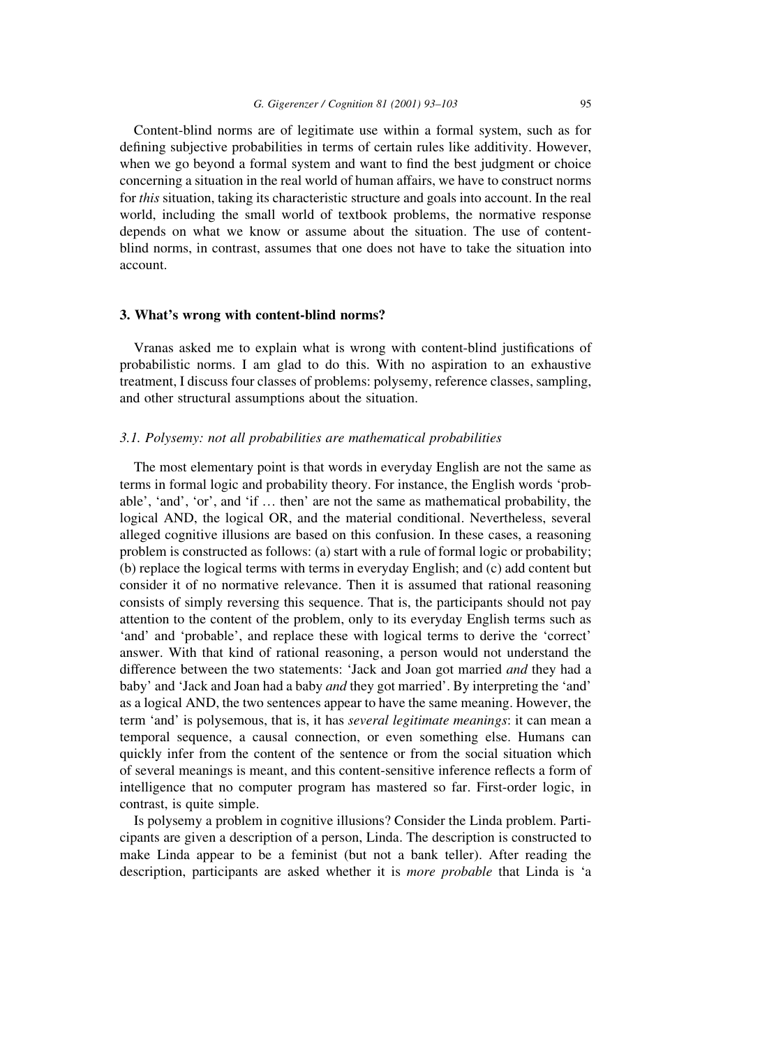Content-blind norms are of legitimate use within a formal system, such as for defining subjective probabilities in terms of certain rules like additivity. However, when we go beyond a formal system and want to find the best judgment or choice concerning a situation in the real world of human affairs, we have to construct norms for *this* situation, taking its characteristic structure and goals into account. In the real world, including the small world of textbook problems, the normative response depends on what we know or assume about the situation. The use of content-blind norms, in contrast, assumes that one does not have to take the situation into account.

## 3. What's wrong with content-blind norms?

Vranas asked me to explain what is wrong with content-blind justifications of probabilistic norms. I am glad to do this. With no aspiration to an exhaustive treatment, I discuss four classes of problems: polysemy, reference classes, sampling, and other structural assumptions about the situation.

### 3.1. Polysemy: not all probabilities are mathematical probabilities

The most elementary point is that words in everyday English are not the same as terms in formal logic and probability theory. For instance, the English words 'probable', 'and', 'or', and 'if … then' are not the same as mathematical probability, the logical AND, the logical OR, and the material conditional. Nevertheless, several alleged cognitive illusions are based on this confusion. In these cases, a reasoning problem is constructed as follows: (a) start with a rule of formal logic or probability; (b) replace the logical terms with terms in everyday English; and (c) add content but consider it of no normative relevance. Then it is assumed that rational reasoning consists of simply reversing this sequence. That is, the participants should not pay attention to the content of the problem, only to its everyday English terms such as 'and' and 'probable', and replace these with logical terms to derive the 'correct' answer. With that kind of rational reasoning, a person would not understand the difference between the two statements: 'Jack and Joan got married *and* they had a baby' and 'Jack and Joan had a baby *and* they got married'. By interpreting the 'and' as a logical AND, the two sentences appear to have the same meaning. However, the term 'and' is polysemous, that is, it has *several legitimate meanings*: it can mean a temporal sequence, a causal connection, or even something else. Humans can quickly infer from the content of the sentence or from the social situation which of several meanings is meant, and this content-sensitive inference reflects a form of intelligence that no computer program has mastered so far. First-order logic, in contrast, is quite simple.

Is polysemy a problem in cognitive illusions? Consider the Linda problem. Participants are given a description of a person, Linda. The description is constructed to make Linda appear to be a feminist (but not a bank teller). After reading the description, participants are asked whether it is *more probable* that Linda is 'a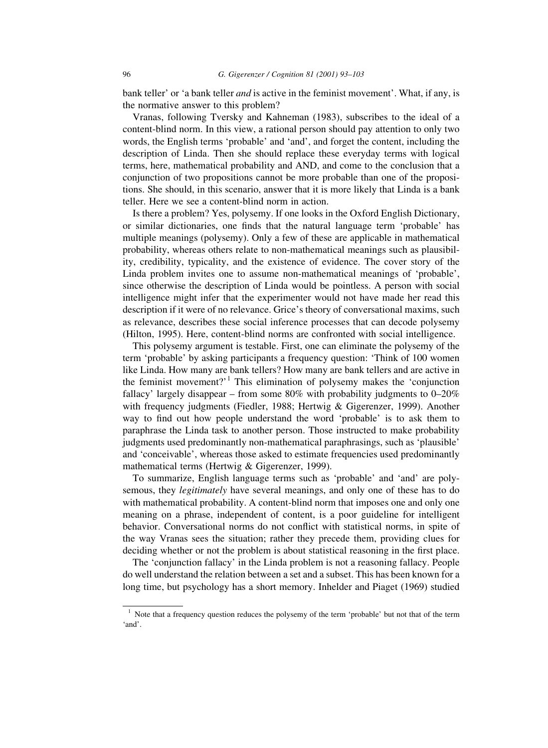bank teller' or 'a bank teller *and* is active in the feminist movement'. What, if any, is the normative answer to this problem?

Vranas, following Tversky and Kahneman (1983), subscribes to the ideal of a content-blind norm. In this view, a rational person should pay attention to only two words, the English terms 'probable' and 'and', and forget the content, including the description of Linda. Then she should replace these everyday terms with logical terms, here, mathematical probability and AND, and come to the conclusion that a conjunction of two propositions cannot be more probable than one of the propositions. She should, in this scenario, answer that it is more likely that Linda is a bank teller. Here we see a content-blind norm in action.

Is there a problem? Yes, polysemy. If one looks in the Oxford English Dictionary, or similar dictionaries, one finds that the natural language term 'probable' has multiple meanings (polysemy). Only a few of these are applicable in mathematical probability, whereas others relate to non-mathematical meanings such as plausibility, credibility, typicality, and the existence of evidence. The cover story of the Linda problem invites one to assume non-mathematical meanings of 'probable', since otherwise the description of Linda would be pointless. A person with social intelligence might infer that the experimenter would not have made her read this description if it were of no relevance. Grice's theory of conversational maxims, such as relevance, describes these social inference processes that can decode polysemy (Hilton, 1995). Here, content-blind norms are confronted with social intelligence.

This polysemy argument is testable. First, one can eliminate the polysemy of the term 'probable' by asking participants a frequency question: 'Think of 100 women like Linda. How many are bank tellers? How many are bank tellers and are active in the feminist movement?'[1] This elimination of polysemy makes the 'conjunction fallacy' largely disappear – from some 80% with probability judgments to 0–20% with frequency judgments (Fiedler, 1988; Hertwig & Gigerenzer, 1999). Another way to find out how people understand the word 'probable' is to ask them to paraphrase the Linda task to another person. Those instructed to make probability judgments used predominantly non-mathematical paraphrasings, such as 'plausible' and 'conceivable', whereas those asked to estimate frequencies used predominantly mathematical terms (Hertwig & Gigerenzer, 1999).

To summarize, English language terms such as 'probable' and 'and' are polysemous, they *legitimately* have several meanings, and only one of these has to do with mathematical probability. A content-blind norm that imposes one and only one meaning on a phrase, independent of content, is a poor guideline for intelligent behavior. Conversational norms do not conflict with statistical norms, in spite of the way Vranas sees the situation; rather they precede them, providing clues for deciding whether or not the problem is about statistical reasoning in the first place.

The 'conjunction fallacy' in the Linda problem is not a reasoning fallacy. People do well understand the relation between a set and a subset. This has been known for a long time, but psychology has a short memory. Inhelder and Piaget (1969) studied

[1] Note that a frequency question reduces the polysemy of the term 'probable' but not that of the term 'and'.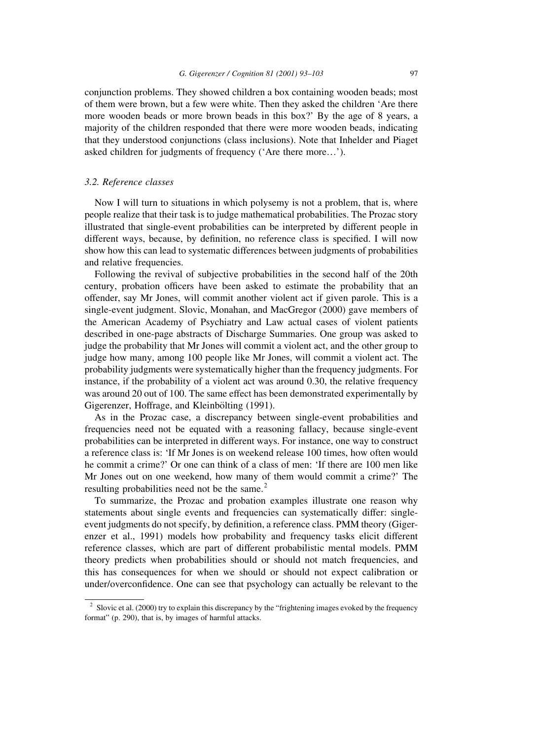conjunction problems. They showed children a box containing wooden beads; most of them were brown, but a few were white. Then they asked the children 'Are there more wooden beads or more brown beads in this box?' By the age of 8 years, a majority of the children responded that there were more wooden beads, indicating that they understood conjunctions (class inclusions). Note that Inhelder and Piaget asked children for judgments of frequency ('Are there more…').

### 3.2. Reference classes

Now I will turn to situations in which polysemy is not a problem, that is, where people realize that their task is to judge mathematical probabilities. The Prozac story illustrated that single-event probabilities can be interpreted by different people in different ways, because, by definition, no reference class is specified. I will now show how this can lead to systematic differences between judgments of probabilities and relative frequencies.

Following the revival of subjective probabilities in the second half of the 20th century, probation officers have been asked to estimate the probability that an offender, say Mr Jones, will commit another violent act if given parole. This is a single-event judgment. Slovic, Monahan, and MacGregor (2000) gave members of the American Academy of Psychiatry and Law actual cases of violent patients described in one-page abstracts of Discharge Summaries. One group was asked to judge the probability that Mr Jones will commit a violent act, and the other group to judge how many, among 100 people like Mr Jones, will commit a violent act. The probability judgments were systematically higher than the frequency judgments. For instance, if the probability of a violent act was around 0.30, the relative frequency was around 20 out of 100. The same effect has been demonstrated experimentally by Gigerenzer, Hoffrage, and Kleinbölting (1991).

As in the Prozac case, a discrepancy between single-event probabilities and frequencies need not be equated with a reasoning fallacy, because single-event probabilities can be interpreted in different ways. For instance, one way to construct a reference class is: 'If Mr Jones is on weekend release 100 times, how often would he commit a crime?' Or one can think of a class of men: 'If there are 100 men like Mr Jones out on one weekend, how many of them would commit a crime?' The resulting probabilities need not be the same.[2]

To summarize, the Prozac and probation examples illustrate one reason why statements about single events and frequencies can systematically differ: single-event judgments do not specify, by definition, a reference class. PMM theory (Gigerenzer et al., 1991) models how probability and frequency tasks elicit different reference classes, which are part of different probabilistic mental models. PMM theory predicts when probabilities should or should not match frequencies, and this has consequences for when we should or should not expect calibration or under/overconfidence. One can see that psychology can actually be relevant to the

[2] Slovic et al. (2000) try to explain this discrepancy by the "frightening images evoked by the frequency format" (p. 290), that is, by images of harmful attacks.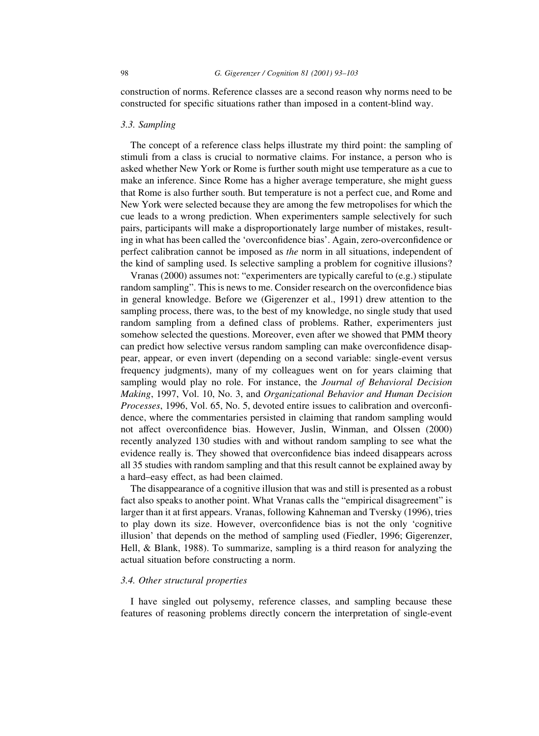construction of norms. Reference classes are a second reason why norms need to be constructed for specific situations rather than imposed in a content-blind way.

### 3.3. Sampling

The concept of a reference class helps illustrate my third point: the sampling of stimuli from a class is crucial to normative claims. For instance, a person who is asked whether New York or Rome is further south might use temperature as a cue to make an inference. Since Rome has a higher average temperature, she might guess that Rome is also further south. But temperature is not a perfect cue, and Rome and New York were selected because they are among the few metropolises for which the cue leads to a wrong prediction. When experimenters sample selectively for such pairs, participants will make a disproportionately large number of mistakes, resulting in what has been called the 'overconfidence bias'. Again, zero-overconfidence or perfect calibration cannot be imposed as *the* norm in all situations, independent of the kind of sampling used. Is selective sampling a problem for cognitive illusions?

Vranas (2000) assumes not: "experimenters are typically careful to (e.g.) stipulate random sampling". This is news to me. Consider research on the overconfidence bias in general knowledge. Before we (Gigerenzer et al., 1991) drew attention to the sampling process, there was, to the best of my knowledge, no single study that used random sampling from a defined class of problems. Rather, experimenters just somehow selected the questions. Moreover, even after we showed that PMM theory can predict how selective versus random sampling can make overconfidence disappear, appear, or even invert (depending on a second variable: single-event versus frequency judgments), many of my colleagues went on for years claiming that sampling would play no role. For instance, the *Journal of Behavioral Decision Making*, 1997, Vol. 10, No. 3, and *Organizational Behavior and Human Decision Processes*, 1996, Vol. 65, No. 5, devoted entire issues to calibration and overconfidence, where the commentaries persisted in claiming that random sampling would not affect overconfidence bias. However, Juslin, Winman, and Olssen (2000) recently analyzed 130 studies with and without random sampling to see what the evidence really is. They showed that overconfidence bias indeed disappears across all 35 studies with random sampling and that this result cannot be explained away by a hard–easy effect, as had been claimed.

The disappearance of a cognitive illusion that was and still is presented as a robust fact also speaks to another point. What Vranas calls the "empirical disagreement" is larger than it at first appears. Vranas, following Kahneman and Tversky (1996), tries to play down its size. However, overconfidence bias is not the only 'cognitive illusion' that depends on the method of sampling used (Fiedler, 1996; Gigerenzer, Hell, & Blank, 1988). To summarize, sampling is a third reason for analyzing the actual situation before constructing a norm.

### 3.4. Other structural properties

I have singled out polysemy, reference classes, and sampling because these features of reasoning problems directly concern the interpretation of single-event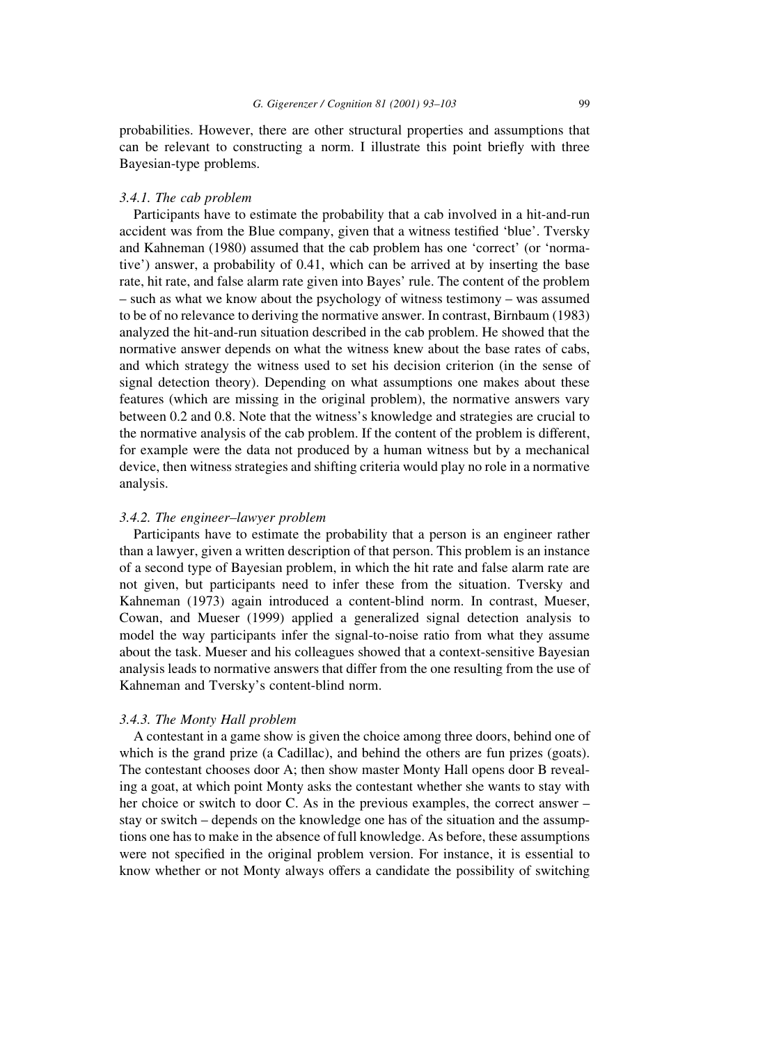probabilities. However, there are other structural properties and assumptions that can be relevant to constructing a norm. I illustrate this point briefly with three Bayesian-type problems.

#### *3.4.1. The cab problem*

Participants have to estimate the probability that a cab involved in a hit-and-run accident was from the Blue company, given that a witness testified 'blue'. Tversky and Kahneman (1980) assumed that the cab problem has one 'correct' (or 'normative') answer, a probability of 0.41, which can be arrived at by inserting the base rate, hit rate, and false alarm rate given into Bayes' rule. The content of the problem – such as what we know about the psychology of witness testimony – was assumed to be of no relevance to deriving the normative answer. In contrast, Birnbaum (1983) analyzed the hit-and-run situation described in the cab problem. He showed that the normative answer depends on what the witness knew about the base rates of cabs, and which strategy the witness used to set his decision criterion (in the sense of signal detection theory). Depending on what assumptions one makes about these features (which are missing in the original problem), the normative answers vary between 0.2 and 0.8. Note that the witness's knowledge and strategies are crucial to the normative analysis of the cab problem. If the content of the problem is different, for example were the data not produced by a human witness but by a mechanical device, then witness strategies and shifting criteria would play no role in a normative analysis.

#### *3.4.2. The engineer–lawyer problem*

Participants have to estimate the probability that a person is an engineer rather than a lawyer, given a written description of that person. This problem is an instance of a second type of Bayesian problem, in which the hit rate and false alarm rate are not given, but participants need to infer these from the situation. Tversky and Kahneman (1973) again introduced a content-blind norm. In contrast, Mueser, Cowan, and Mueser (1999) applied a generalized signal detection analysis to model the way participants infer the signal-to-noise ratio from what they assume about the task. Mueser and his colleagues showed that a context-sensitive Bayesian analysis leads to normative answers that differ from the one resulting from the use of Kahneman and Tversky's content-blind norm.

#### *3.4.3. The Monty Hall problem*

A contestant in a game show is given the choice among three doors, behind one of which is the grand prize (a Cadillac), and behind the others are fun prizes (goats). The contestant chooses door A; then show master Monty Hall opens door B revealing a goat, at which point Monty asks the contestant whether she wants to stay with her choice or switch to door C. As in the previous examples, the correct answer – stay or switch – depends on the knowledge one has of the situation and the assumptions one has to make in the absence of full knowledge. As before, these assumptions were not specified in the original problem version. For instance, it is essential to know whether or not Monty always offers a candidate the possibility of switching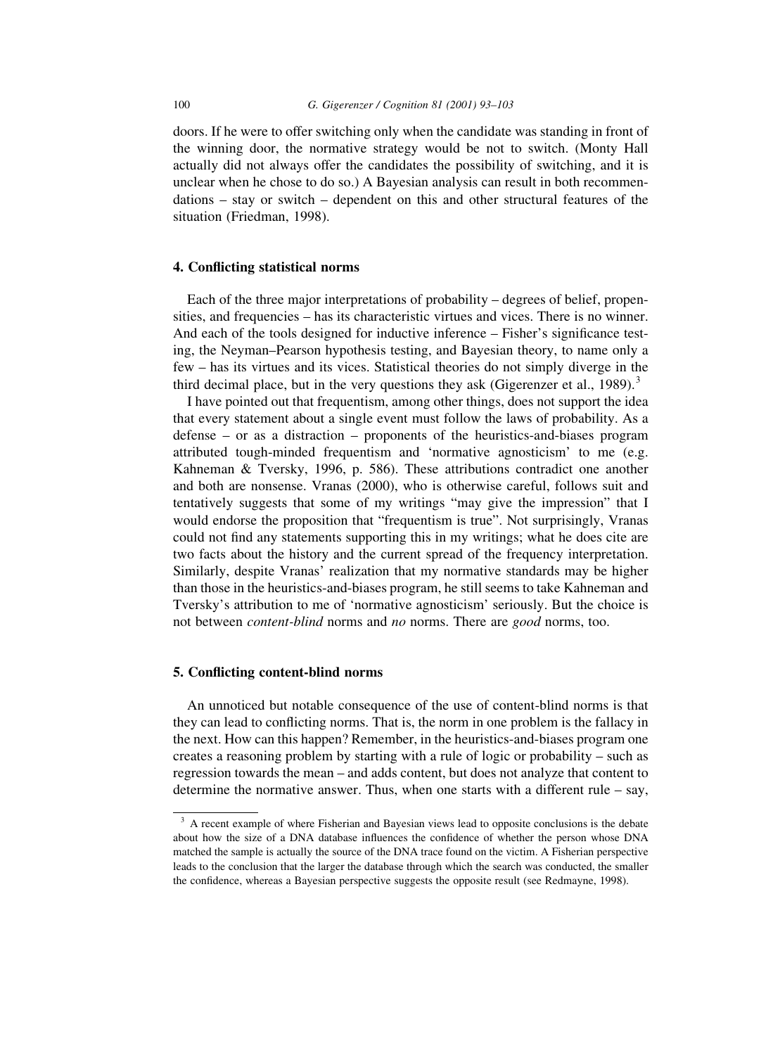doors. If he were to offer switching only when the candidate was standing in front of the winning door, the normative strategy would be not to switch. (Monty Hall actually did not always offer the candidates the possibility of switching, and it is unclear when he chose to do so.) A Bayesian analysis can result in both recommendations – stay or switch – dependent on this and other structural features of the situation (Friedman, 1998).

## 4. Conflicting statistical norms

Each of the three major interpretations of probability – degrees of belief, propensities, and frequencies – has its characteristic virtues and vices. There is no winner. And each of the tools designed for inductive inference – Fisher's significance testing, the Neyman–Pearson hypothesis testing, and Bayesian theory, to name only a few – has its virtues and its vices. Statistical theories do not simply diverge in the third decimal place, but in the very questions they ask (Gigerenzer et al., 1989).[3]

I have pointed out that frequentism, among other things, does not support the idea that every statement about a single event must follow the laws of probability. As a defense – or as a distraction – proponents of the heuristics-and-biases program attributed tough-minded frequentism and 'normative agnosticism' to me (e.g. Kahneman & Tversky, 1996, p. 586). These attributions contradict one another and both are nonsense. Vranas (2000), who is otherwise careful, follows suit and tentatively suggests that some of my writings "may give the impression" that I would endorse the proposition that "frequentism is true". Not surprisingly, Vranas could not find any statements supporting this in my writings; what he does cite are two facts about the history and the current spread of the frequency interpretation. Similarly, despite Vranas' realization that my normative standards may be higher than those in the heuristics-and-biases program, he still seems to take Kahneman and Tversky's attribution to me of 'normative agnosticism' seriously. But the choice is not between *content-blind* norms and *no* norms. There are *good* norms, too.

## 5. Conflicting content-blind norms

An unnoticed but notable consequence of the use of content-blind norms is that they can lead to conflicting norms. That is, the norm in one problem is the fallacy in the next. How can this happen? Remember, in the heuristics-and-biases program one creates a reasoning problem by starting with a rule of logic or probability – such as regression towards the mean – and adds content, but does not analyze that content to determine the normative answer. Thus, when one starts with a different rule – say,

[3] A recent example of where Fisherian and Bayesian views lead to opposite conclusions is the debate about how the size of a DNA database influences the confidence of whether the person whose DNA matched the sample is actually the source of the DNA trace found on the victim. A Fisherian perspective leads to the conclusion that the larger the database through which the search was conducted, the smaller the confidence, whereas a Bayesian perspective suggests the opposite result (see Redmayne, 1998).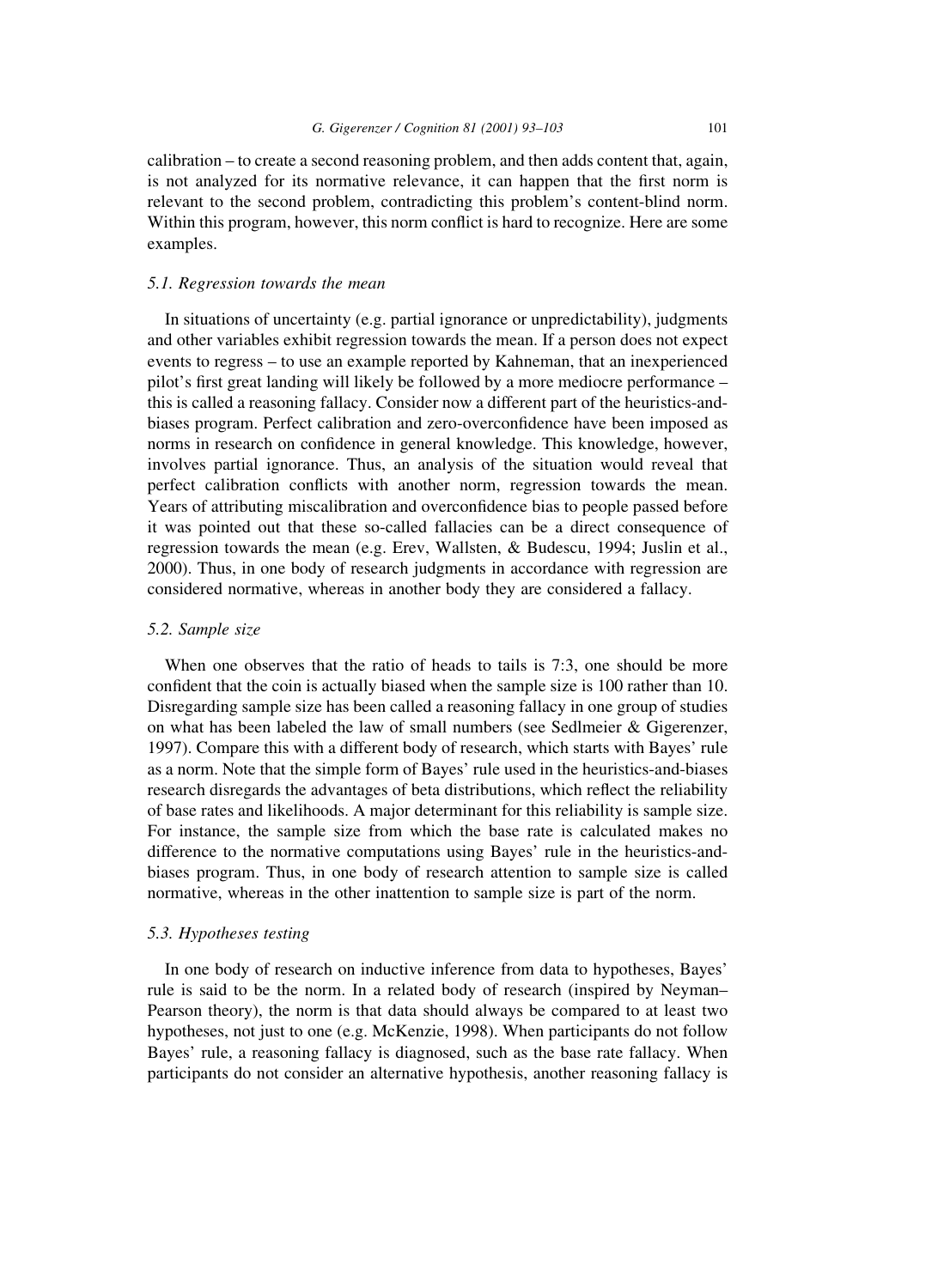calibration – to create a second reasoning problem, and then adds content that, again, is not analyzed for its normative relevance, it can happen that the first norm is relevant to the second problem, contradicting this problem's content-blind norm. Within this program, however, this norm conflict is hard to recognize. Here are some examples.

### *5.1. Regression towards the mean*

In situations of uncertainty (e.g. partial ignorance or unpredictability), judgments and other variables exhibit regression towards the mean. If a person does not expect events to regress – to use an example reported by Kahneman, that an inexperienced pilot's first great landing will likely be followed by a more mediocre performance – this is called a reasoning fallacy. Consider now a different part of the heuristics-and-biases program. Perfect calibration and zero-overconfidence have been imposed as norms in research on confidence in general knowledge. This knowledge, however, involves partial ignorance. Thus, an analysis of the situation would reveal that perfect calibration conflicts with another norm, regression towards the mean. Years of attributing miscalibration and overconfidence bias to people passed before it was pointed out that these so-called fallacies can be a direct consequence of regression towards the mean (e.g. Erev, Wallsten, & Budescu, 1994; Juslin et al., 2000). Thus, in one body of research judgments in accordance with regression are considered normative, whereas in another body they are considered a fallacy.

### *5.2. Sample size*

When one observes that the ratio of heads to tails is 7:3, one should be more confident that the coin is actually biased when the sample size is 100 rather than 10. Disregarding sample size has been called a reasoning fallacy in one group of studies on what has been labeled the law of small numbers (see Sedlmeier & Gigerenzer, 1997). Compare this with a different body of research, which starts with Bayes' rule as a norm. Note that the simple form of Bayes' rule used in the heuristics-and-biases research disregards the advantages of beta distributions, which reflect the reliability of base rates and likelihoods. A major determinant for this reliability is sample size. For instance, the sample size from which the base rate is calculated makes no difference to the normative computations using Bayes' rule in the heuristics-and-biases program. Thus, in one body of research attention to sample size is called normative, whereas in the other inattention to sample size is part of the norm.

### *5.3. Hypotheses testing*

In one body of research on inductive inference from data to hypotheses, Bayes' rule is said to be the norm. In a related body of research (inspired by Neyman–Pearson theory), the norm is that data should always be compared to at least two hypotheses, not just to one (e.g. McKenzie, 1998). When participants do not follow Bayes' rule, a reasoning fallacy is diagnosed, such as the base rate fallacy. When participants do not consider an alternative hypothesis, another reasoning fallacy is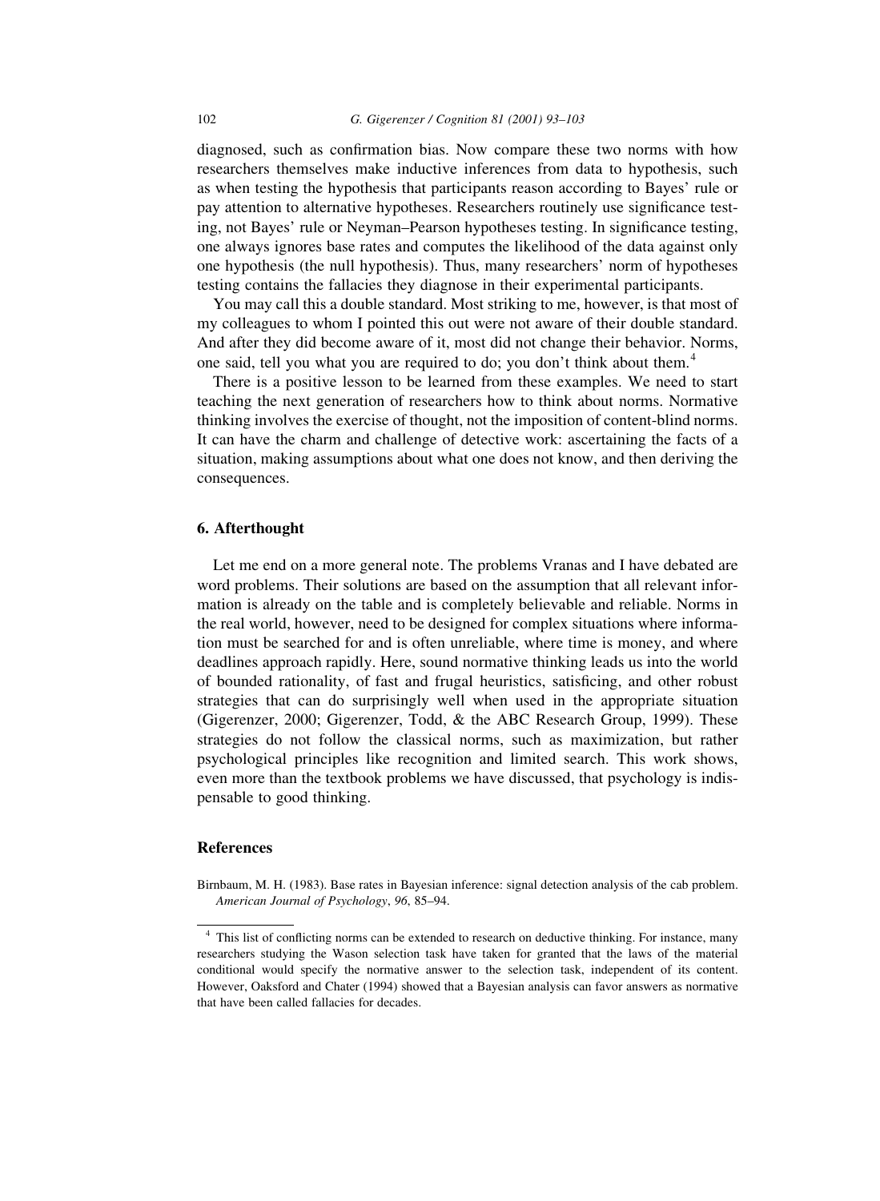diagnosed, such as confirmation bias. Now compare these two norms with how researchers themselves make inductive inferences from data to hypothesis, such as when testing the hypothesis that participants reason according to Bayes' rule or pay attention to alternative hypotheses. Researchers routinely use significance testing, not Bayes' rule or Neyman–Pearson hypotheses testing. In significance testing, one always ignores base rates and computes the likelihood of the data against only one hypothesis (the null hypothesis). Thus, many researchers' norm of hypotheses testing contains the fallacies they diagnose in their experimental participants.

You may call this a double standard. Most striking to me, however, is that most of my colleagues to whom I pointed this out were not aware of their double standard. And after they did become aware of it, most did not change their behavior. Norms, one said, tell you what you are required to do; you don't think about them.[4]

There is a positive lesson to be learned from these examples. We need to start teaching the next generation of researchers how to think about norms. Normative thinking involves the exercise of thought, not the imposition of content-blind norms. It can have the charm and challenge of detective work: ascertaining the facts of a situation, making assumptions about what one does not know, and then deriving the consequences.

## 6. Afterthought

Let me end on a more general note. The problems Vranas and I have debated are word problems. Their solutions are based on the assumption that all relevant information is already on the table and is completely believable and reliable. Norms in the real world, however, need to be designed for complex situations where information must be searched for and is often unreliable, where time is money, and where deadlines approach rapidly. Here, sound normative thinking leads us into the world of bounded rationality, of fast and frugal heuristics, satisficing, and other robust strategies that can do surprisingly well when used in the appropriate situation (Gigerenzer, 2000; Gigerenzer, Todd, & the ABC Research Group, 1999). These strategies do not follow the classical norms, such as maximization, but rather psychological principles like recognition and limited search. This work shows, even more than the textbook problems we have discussed, that psychology is indispensable to good thinking.

## References

Birnbaum, M. H. (1983). Base rates in Bayesian inference: signal detection analysis of the cab problem. *American Journal of Psychology*, *96*, 85–94.

---

[4] This list of conflicting norms can be extended to research on deductive thinking. For instance, many researchers studying the Wason selection task have taken for granted that the laws of the material conditional would specify the normative answer to the selection task, independent of its content. However, Oaksford and Chater (1994) showed that a Bayesian analysis can favor answers as normative that have been called fallacies for decades.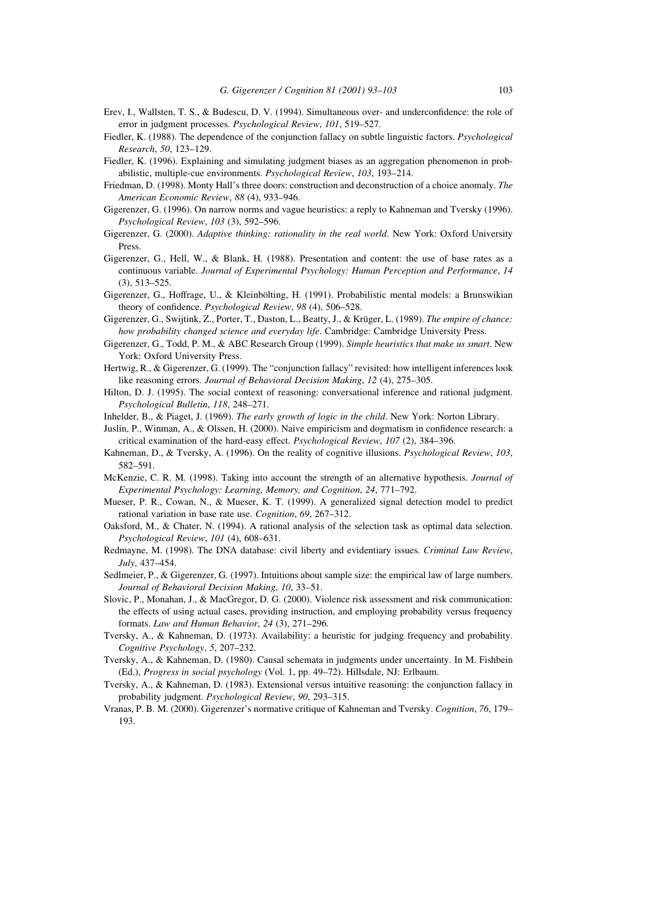Erev, I., Wallsten, T. S., & Budescu, D. V. (1994). Simultaneous over- and underconfidence: the role of error in judgment processes. *Psychological Review*, *101*, 519–527.

Fiedler, K. (1988). The dependence of the conjunction fallacy on subtle linguistic factors. *Psychological Research*, *50*, 123–129.

Fiedler, K. (1996). Explaining and simulating judgment biases as an aggregation phenomenon in probabilistic, multiple-cue environments. *Psychological Review*, *103*, 193–214.

Friedman, D. (1998). Monty Hall's three doors: construction and deconstruction of a choice anomaly. *The American Economic Review*, *88* (4), 933–946.

Gigerenzer, G. (1996). On narrow norms and vague heuristics: a reply to Kahneman and Tversky (1996). *Psychological Review*, *103* (3), 592–596.

Gigerenzer, G. (2000). *Adaptive thinking: rationality in the real world*. New York: Oxford University Press.

Gigerenzer, G., Hell, W., & Blank, H. (1988). Presentation and content: the use of base rates as a continuous variable. *Journal of Experimental Psychology: Human Perception and Performance*, *14* (3), 513–525.

Gigerenzer, G., Hoffrage, U., & Kleinbölting, H. (1991). Probabilistic mental models: a Brunswikian theory of confidence. *Psychological Review*, *98* (4), 506–528.

Gigerenzer, G., Swijtink, Z., Porter, T., Daston, L., Beatty, J., & Krüger, L. (1989). *The empire of chance: how probability changed science and everyday life*. Cambridge: Cambridge University Press.

Gigerenzer, G., Todd, P. M., & ABC Research Group (1999). *Simple heuristics that make us smart*. New York: Oxford University Press.

Hertwig, R., & Gigerenzer, G. (1999). The "conjunction fallacy" revisited: how intelligent inferences look like reasoning errors. *Journal of Behavioral Decision Making*, *12* (4), 275–305.

Hilton, D. J. (1995). The social context of reasoning: conversational inference and rational judgment. *Psychological Bulletin*, *118*, 248–271.

Inhelder, B., & Piaget, J. (1969). *The early growth of logic in the child*. New York: Norton Library.

Juslin, P., Winman, A., & Olssen, H. (2000). Naive empiricism and dogmatism in confidence research: a critical examination of the hard-easy effect. *Psychological Review*, *107* (2), 384–396.

Kahneman, D., & Tversky, A. (1996). On the reality of cognitive illusions. *Psychological Review*, *103*, 582–591.

McKenzie, C. R. M. (1998). Taking into account the strength of an alternative hypothesis. *Journal of Experimental Psychology: Learning, Memory, and Cognition*, *24*, 771–792.

Mueser, P. R., Cowan, N., & Mueser, K. T. (1999). A generalized signal detection model to predict rational variation in base rate use. *Cognition*, *69*, 267–312.

Oaksford, M., & Chater, N. (1994). A rational analysis of the selection task as optimal data selection. *Psychological Review*, *101* (4), 608–631.

Redmayne, M. (1998). The DNA database: civil liberty and evidentiary issues. *Criminal Law Review*, *July*, 437–454.

Sedlmeier, P., & Gigerenzer, G. (1997). Intuitions about sample size: the empirical law of large numbers. *Journal of Behavioral Decision Making*, *10*, 33–51.

Slovic, P., Monahan, J., & MacGregor, D. G. (2000). Violence risk assessment and risk communication: the effects of using actual cases, providing instruction, and employing probability versus frequency formats. *Law and Human Behavior*, *24* (3), 271–296.

Tversky, A., & Kahneman, D. (1973). Availability: a heuristic for judging frequency and probability. *Cognitive Psychology*, *5*, 207–232.

Tversky, A., & Kahneman, D. (1980). Causal schemata in judgments under uncertainty. In M. Fishbein (Ed.), *Progress in social psychology* (Vol. 1, pp. 49–72). Hillsdale, NJ: Erlbaum.

Tversky, A., & Kahneman, D. (1983). Extensional versus intuitive reasoning: the conjunction fallacy in probability judgment. *Psychological Review*, *90*, 293–315.

Vranas, P. B. M. (2000). Gigerenzer's normative critique of Kahneman and Tversky. *Cognition*, *76*, 179–193.